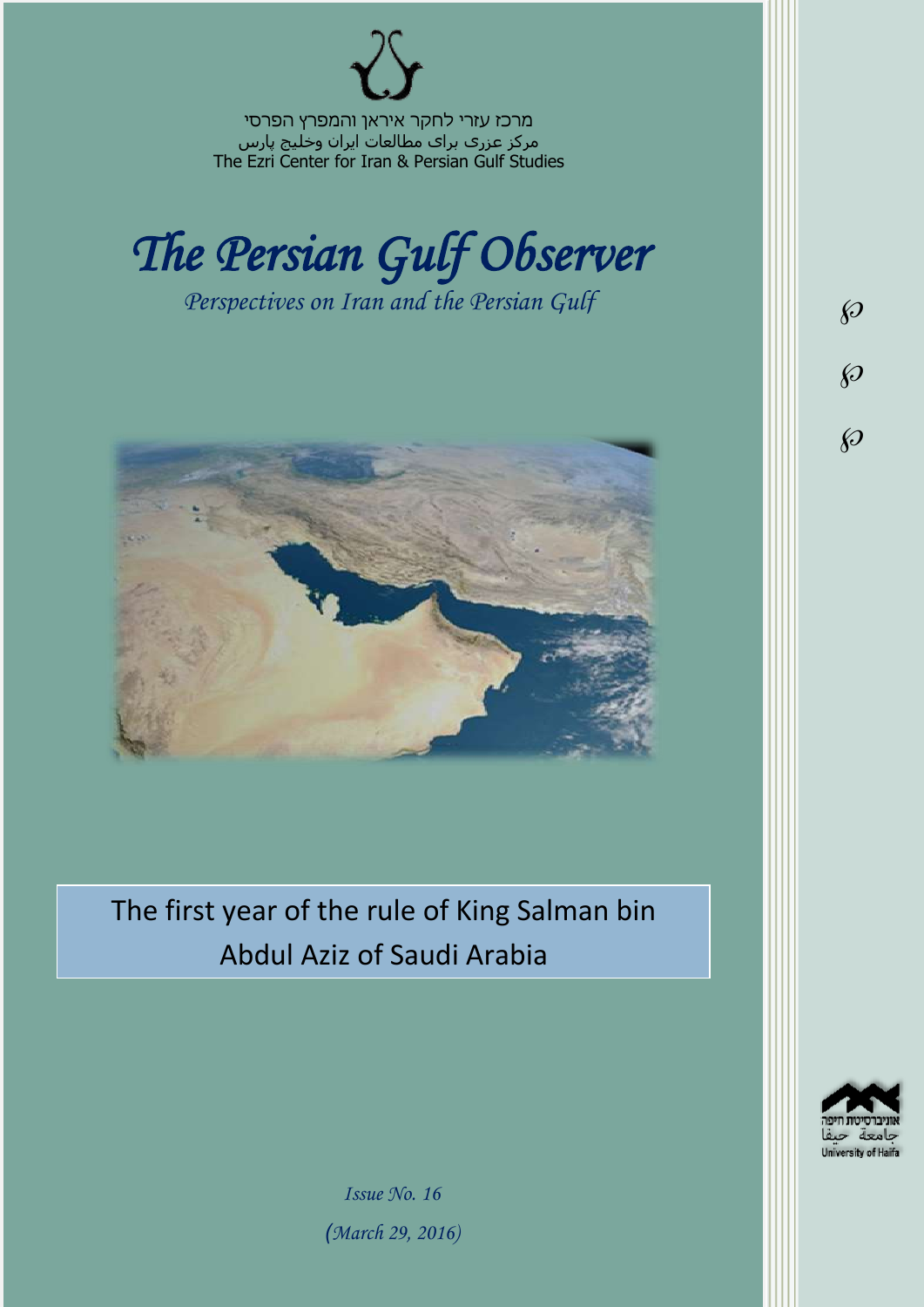מרכז עזרי לחקר איראן והמפרץ הפרסי

مرکز عزری برای مطالعات ایران وخلیج پارس

The Ezri Center for Iran & Persian Gulf Studies

# *The Persian Gulf Observer*

*Perspectives on Iran and the Persian Gulf*

## The first year of the rule of King Salman bin Abdul Aziz of Saudi Arabia

*Issue No. 16*

*(March 29, 2016)*

אוניברסיטת חיפה

جامعة حيفا

University of Haifa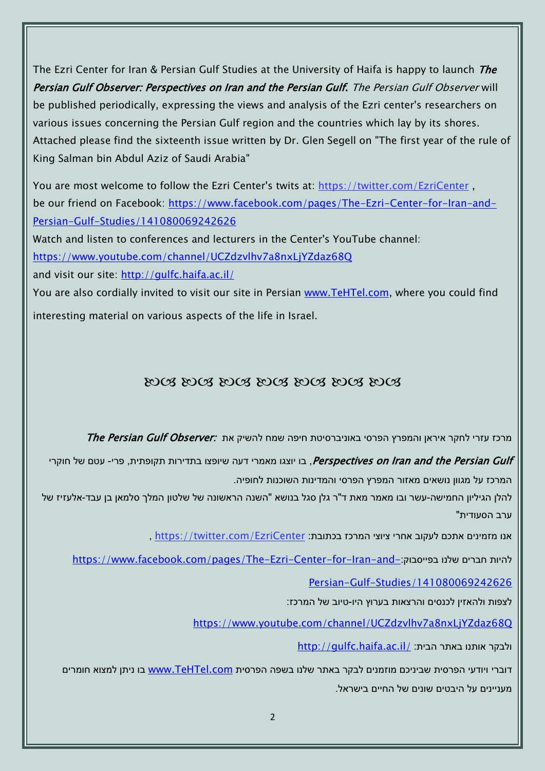The Ezri Center for Iran & Persian Gulf Studies at the University of Haifa is happy to launch ***The Persian Gulf Observer: Perspectives on Iran and the Persian Gulf***. *The Persian Gulf Observer* will be published periodically, expressing the views and analysis of the Ezri center's researchers on various issues concerning the Persian Gulf region and the countries which lay by its shores. Attached please find the sixteenth issue written by Dr. Glen Segell on "The first year of the rule of King Salman bin Abdul Aziz of Saudi Arabia"

You are most welcome to follow the Ezri Center's twits at: https://twitter.com/EzriCenter ,
be our friend on Facebook: https://www.facebook.com/pages/The-Ezri-Center-for-Iran-and-Persian-Gulf-Studies/141080069242626
Watch and listen to conferences and lecturers in the Center's YouTube channel:
https://www.youtube.com/channel/UCZdzvlhv7a8nxLjYZdaz68Q
and visit our site: http://gulfc.haifa.ac.il/
You are also cordially invited to visit our site in Persian www.TeHTel.com, where you could find interesting material on various aspects of the life in Israel.

ꕥ ꕥ ꕥ ꕥ ꕥ ꕥ ꕥ

מרכז עזרי לחקר איראן והמפרץ הפרסי באוניברסיטת חיפה שמח להשיק את ***The Persian Gulf Observer: Perspectives on Iran and the Persian Gulf***, בו יוצגו מאמרי דעה שיופצו בתדירות תקופתית, פרי- עטם של חוקרי המרכז על מגוון נושאים מאזור המפרץ הפרסי והמדינות השוכנות לחופיה.
להלן הגיליון החמישה-עשר ובו מאמר מאת ד"ר גלן סגל בנושא "השנה הראשונה של שלטון המלך סלמאן בן עבד-אלעזיז של ערב הסעודית"

אנו מזמינים אתכם לעקוב אחרי ציוצי המרכז בכתובת: https://twitter.com/EzriCenter ,

להיות חברים שלנו בפייסבוק: https://www.facebook.com/pages/The-Ezri-Center-for-Iran-and-Persian-Gulf-Studies/141080069242626

לצפות ולהאזין לכנסים והרצאות בערוץ היו-טיוב של המרכז:

https://www.youtube.com/channel/UCZdzvlhv7a8nxLjYZdaz68Q

ולבקר אותנו באתר הבית: http://gulfc.haifa.ac.il/

דוברי ויודעי הפרסית שביניכם מוזמנים לבקר באתר שלנו בשפה הפרסית www.TeHTel.com בו ניתן למצוא חומרים מעניינים על היבטים שונים של החיים בישראל.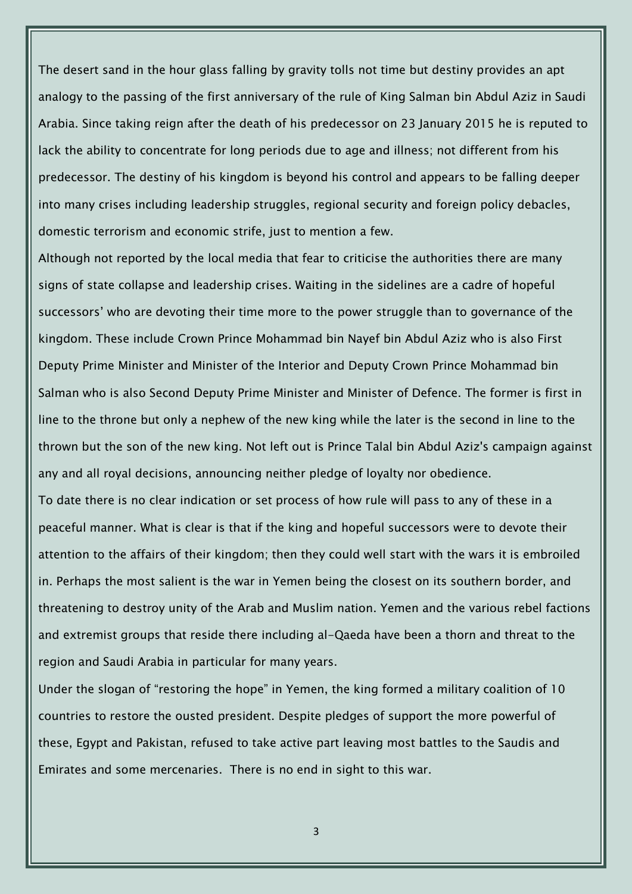The desert sand in the hour glass falling by gravity tolls not time but destiny provides an apt analogy to the passing of the first anniversary of the rule of King Salman bin Abdul Aziz in Saudi Arabia. Since taking reign after the death of his predecessor on 23 January 2015 he is reputed to lack the ability to concentrate for long periods due to age and illness; not different from his predecessor. The destiny of his kingdom is beyond his control and appears to be falling deeper into many crises including leadership struggles, regional security and foreign policy debacles, domestic terrorism and economic strife, just to mention a few.

Although not reported by the local media that fear to criticise the authorities there are many signs of state collapse and leadership crises. Waiting in the sidelines are a cadre of hopeful successors' who are devoting their time more to the power struggle than to governance of the kingdom. These include Crown Prince Mohammad bin Nayef bin Abdul Aziz who is also First Deputy Prime Minister and Minister of the Interior and Deputy Crown Prince Mohammad bin Salman who is also Second Deputy Prime Minister and Minister of Defence. The former is first in line to the throne but only a nephew of the new king while the later is the second in line to the thrown but the son of the new king. Not left out is Prince Talal bin Abdul Aziz's campaign against any and all royal decisions, announcing neither pledge of loyalty nor obedience.

To date there is no clear indication or set process of how rule will pass to any of these in a peaceful manner. What is clear is that if the king and hopeful successors were to devote their attention to the affairs of their kingdom; then they could well start with the wars it is embroiled in. Perhaps the most salient is the war in Yemen being the closest on its southern border, and threatening to destroy unity of the Arab and Muslim nation. Yemen and the various rebel factions and extremist groups that reside there including al-Qaeda have been a thorn and threat to the region and Saudi Arabia in particular for many years.

Under the slogan of "restoring the hope" in Yemen, the king formed a military coalition of 10 countries to restore the ousted president. Despite pledges of support the more powerful of these, Egypt and Pakistan, refused to take active part leaving most battles to the Saudis and Emirates and some mercenaries. There is no end in sight to this war.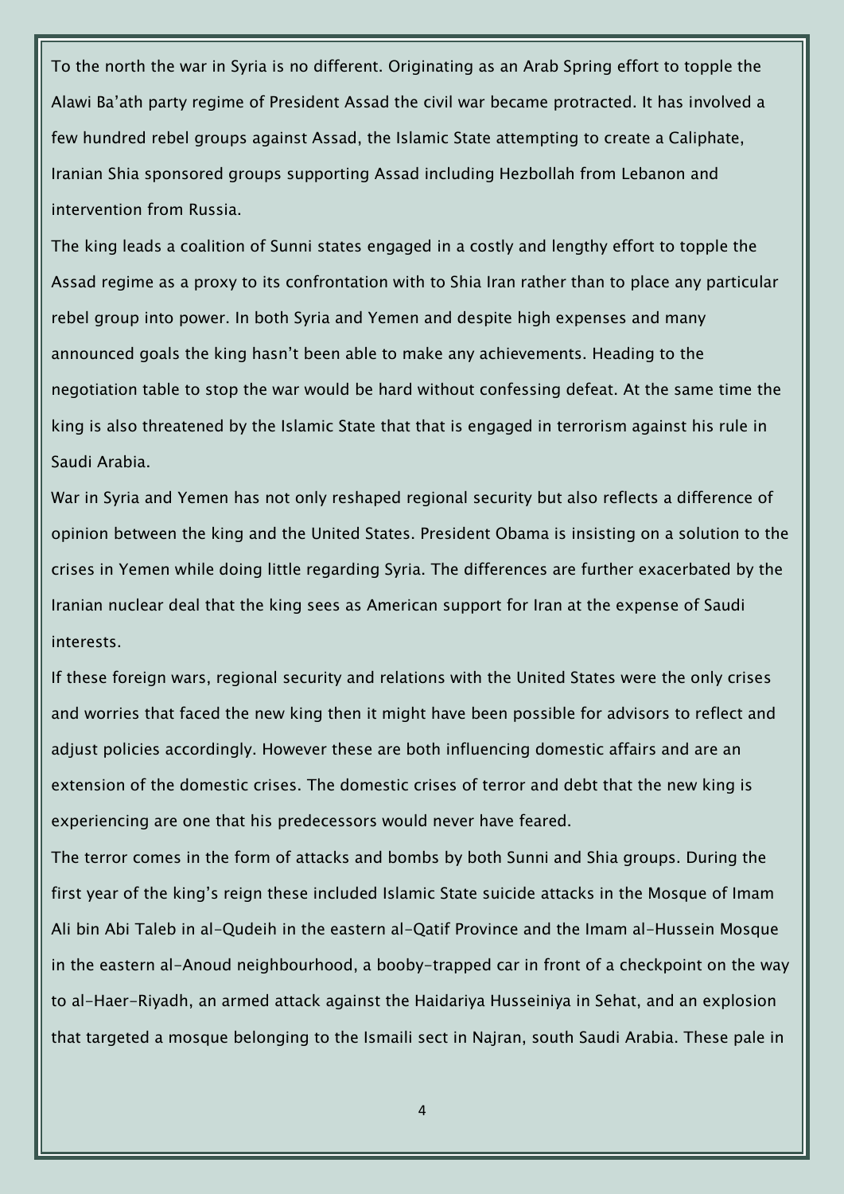To the north the war in Syria is no different. Originating as an Arab Spring effort to topple the Alawi Ba'ath party regime of President Assad the civil war became protracted. It has involved a few hundred rebel groups against Assad, the Islamic State attempting to create a Caliphate, Iranian Shia sponsored groups supporting Assad including Hezbollah from Lebanon and intervention from Russia.

The king leads a coalition of Sunni states engaged in a costly and lengthy effort to topple the Assad regime as a proxy to its confrontation with to Shia Iran rather than to place any particular rebel group into power. In both Syria and Yemen and despite high expenses and many announced goals the king hasn't been able to make any achievements. Heading to the negotiation table to stop the war would be hard without confessing defeat. At the same time the king is also threatened by the Islamic State that that is engaged in terrorism against his rule in Saudi Arabia.

War in Syria and Yemen has not only reshaped regional security but also reflects a difference of opinion between the king and the United States. President Obama is insisting on a solution to the crises in Yemen while doing little regarding Syria. The differences are further exacerbated by the Iranian nuclear deal that the king sees as American support for Iran at the expense of Saudi interests.

If these foreign wars, regional security and relations with the United States were the only crises and worries that faced the new king then it might have been possible for advisors to reflect and adjust policies accordingly. However these are both influencing domestic affairs and are an extension of the domestic crises. The domestic crises of terror and debt that the new king is experiencing are one that his predecessors would never have feared.

The terror comes in the form of attacks and bombs by both Sunni and Shia groups. During the first year of the king's reign these included Islamic State suicide attacks in the Mosque of Imam Ali bin Abi Taleb in al-Qudeih in the eastern al-Qatif Province and the Imam al-Hussein Mosque in the eastern al-Anoud neighbourhood, a booby-trapped car in front of a checkpoint on the way to al-Haer-Riyadh, an armed attack against the Haidariya Husseiniya in Sehat, and an explosion that targeted a mosque belonging to the Ismaili sect in Najran, south Saudi Arabia. These pale in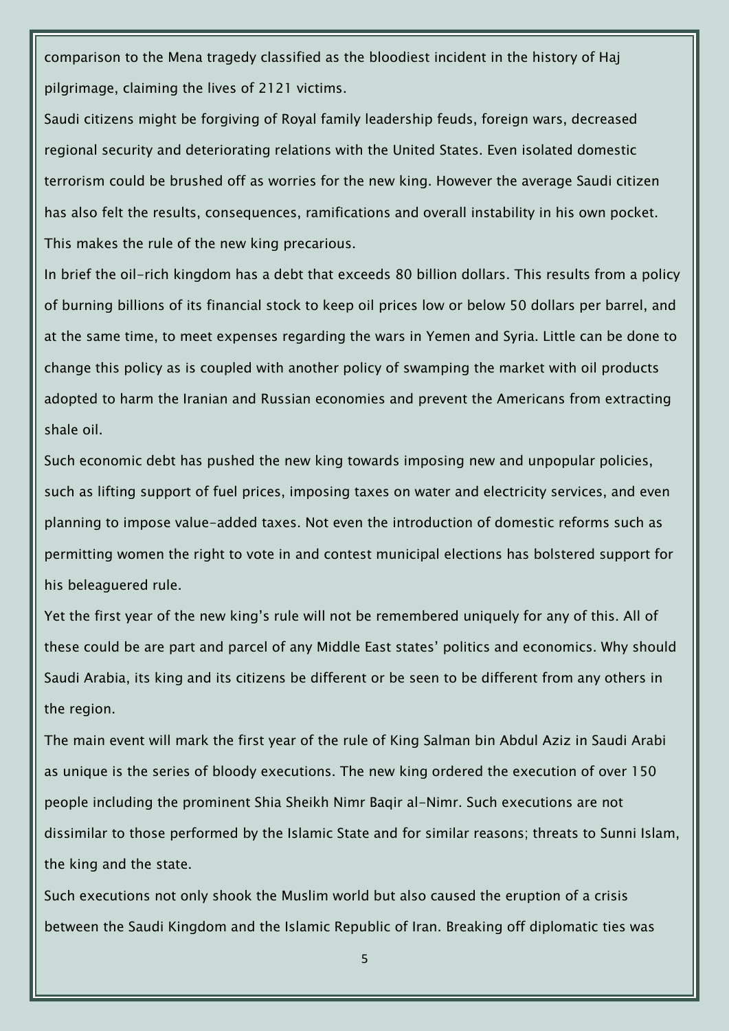comparison to the Mena tragedy classified as the bloodiest incident in the history of Haj pilgrimage, claiming the lives of 2121 victims.

Saudi citizens might be forgiving of Royal family leadership feuds, foreign wars, decreased regional security and deteriorating relations with the United States. Even isolated domestic terrorism could be brushed off as worries for the new king. However the average Saudi citizen has also felt the results, consequences, ramifications and overall instability in his own pocket. This makes the rule of the new king precarious.

In brief the oil-rich kingdom has a debt that exceeds 80 billion dollars. This results from a policy of burning billions of its financial stock to keep oil prices low or below 50 dollars per barrel, and at the same time, to meet expenses regarding the wars in Yemen and Syria. Little can be done to change this policy as is coupled with another policy of swamping the market with oil products adopted to harm the Iranian and Russian economies and prevent the Americans from extracting shale oil.

Such economic debt has pushed the new king towards imposing new and unpopular policies, such as lifting support of fuel prices, imposing taxes on water and electricity services, and even planning to impose value-added taxes. Not even the introduction of domestic reforms such as permitting women the right to vote in and contest municipal elections has bolstered support for his beleaguered rule.

Yet the first year of the new king's rule will not be remembered uniquely for any of this. All of these could be are part and parcel of any Middle East states' politics and economics. Why should Saudi Arabia, its king and its citizens be different or be seen to be different from any others in the region.

The main event will mark the first year of the rule of King Salman bin Abdul Aziz in Saudi Arabi as unique is the series of bloody executions. The new king ordered the execution of over 150 people including the prominent Shia Sheikh Nimr Baqir al-Nimr. Such executions are not dissimilar to those performed by the Islamic State and for similar reasons; threats to Sunni Islam, the king and the state.

Such executions not only shook the Muslim world but also caused the eruption of a crisis between the Saudi Kingdom and the Islamic Republic of Iran. Breaking off diplomatic ties was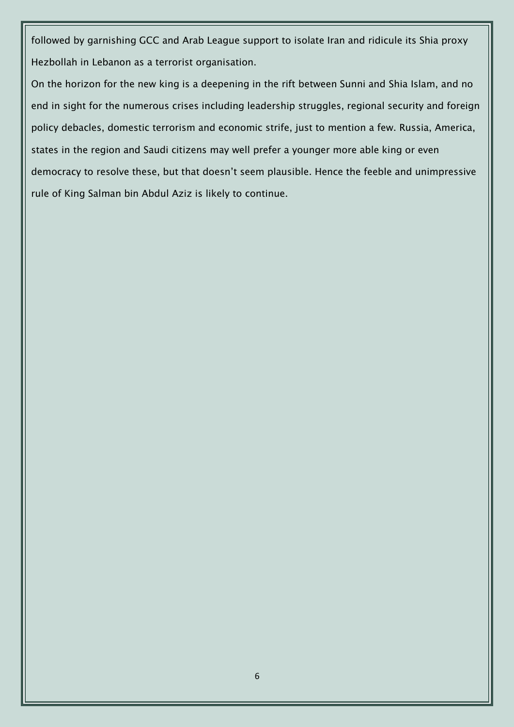followed by garnishing GCC and Arab League support to isolate Iran and ridicule its Shia proxy Hezbollah in Lebanon as a terrorist organisation.

On the horizon for the new king is a deepening in the rift between Sunni and Shia Islam, and no end in sight for the numerous crises including leadership struggles, regional security and foreign policy debacles, domestic terrorism and economic strife, just to mention a few. Russia, America, states in the region and Saudi citizens may well prefer a younger more able king or even democracy to resolve these, but that doesn't seem plausible. Hence the feeble and unimpressive rule of King Salman bin Abdul Aziz is likely to continue.